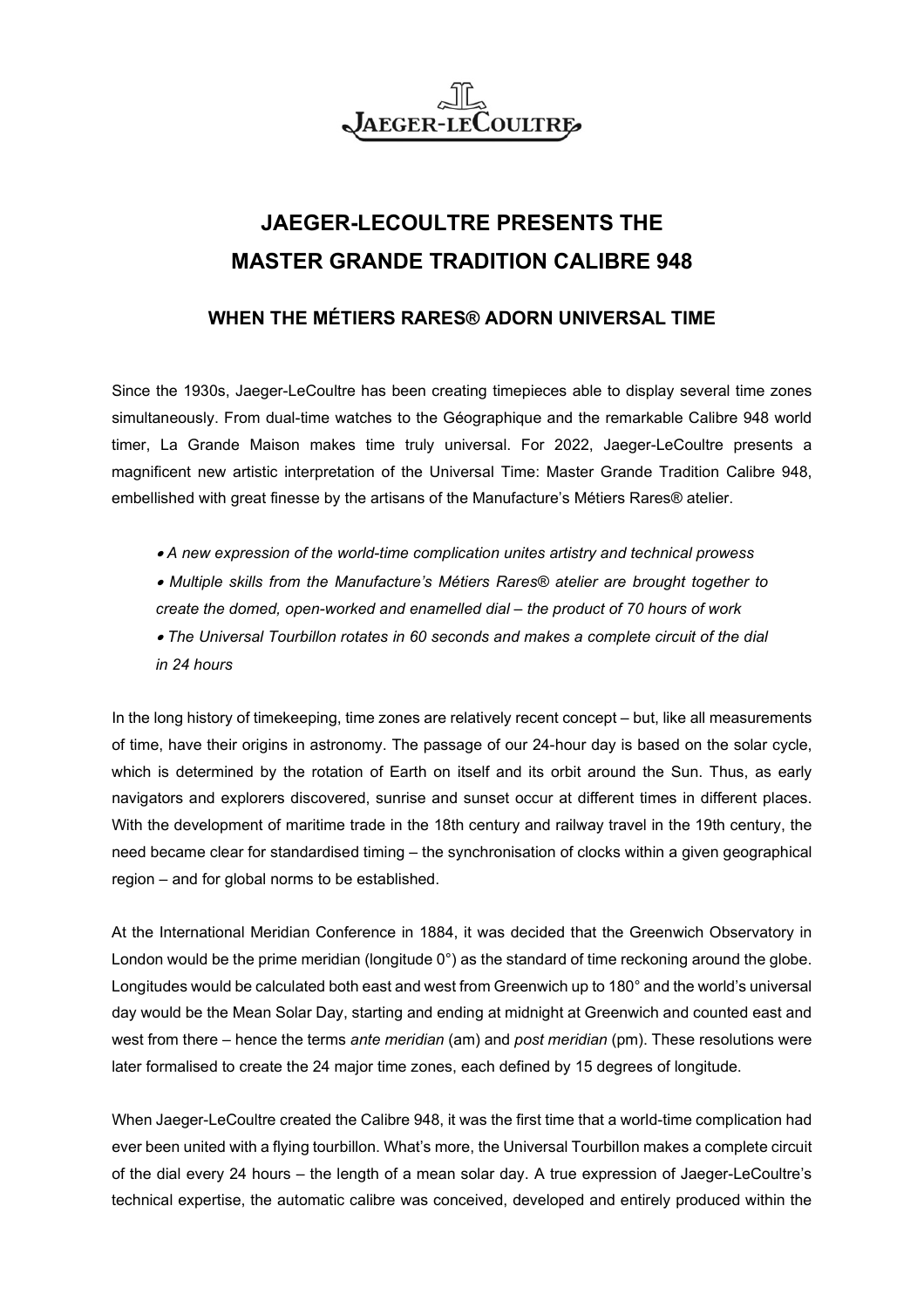# JAEGER-LECOULTRE PRESENTS THE MASTER GRANDE TRADITION CALIBRE 948

## WHEN THE MÉTIERS RARES® ADORN UNIVERSAL TIME

Since the 1930s, Jaeger-LeCoultre has been creating timepieces able to display several time zones simultaneously. From dual-time watches to the Géographique and the remarkable Calibre 948 world timer, La Grande Maison makes time truly universal. For 2022, Jaeger-LeCoultre presents a magnificent new artistic interpretation of the Universal Time: Master Grande Tradition Calibre 948, embellished with great finesse by the artisans of the Manufacture's Métiers Rares® atelier.

- *A new expression of the world-time complication unites artistry and technical prowess*
- *Multiple skills from the Manufacture's Métiers Rares® atelier are brought together to create the domed, open-worked and enamelled dial – the product of 70 hours of work*
- *The Universal Tourbillon rotates in 60 seconds and makes a complete circuit of the dial in 24 hours*

In the long history of timekeeping, time zones are relatively recent concept – but, like all measurements of time, have their origins in astronomy. The passage of our 24-hour day is based on the solar cycle, which is determined by the rotation of Earth on itself and its orbit around the Sun. Thus, as early navigators and explorers discovered, sunrise and sunset occur at different times in different places. With the development of maritime trade in the 18th century and railway travel in the 19th century, the need became clear for standardised timing – the synchronisation of clocks within a given geographical region – and for global norms to be established.

At the International Meridian Conference in 1884, it was decided that the Greenwich Observatory in London would be the prime meridian (longitude 0°) as the standard of time reckoning around the globe. Longitudes would be calculated both east and west from Greenwich up to 180° and the world's universal day would be the Mean Solar Day, starting and ending at midnight at Greenwich and counted east and west from there – hence the terms *ante meridian* (am) and *post meridian* (pm). These resolutions were later formalised to create the 24 major time zones, each defined by 15 degrees of longitude.

When Jaeger-LeCoultre created the Calibre 948, it was the first time that a world-time complication had ever been united with a flying tourbillon. What's more, the Universal Tourbillon makes a complete circuit of the dial every 24 hours – the length of a mean solar day. A true expression of Jaeger-LeCoultre's technical expertise, the automatic calibre was conceived, developed and entirely produced within the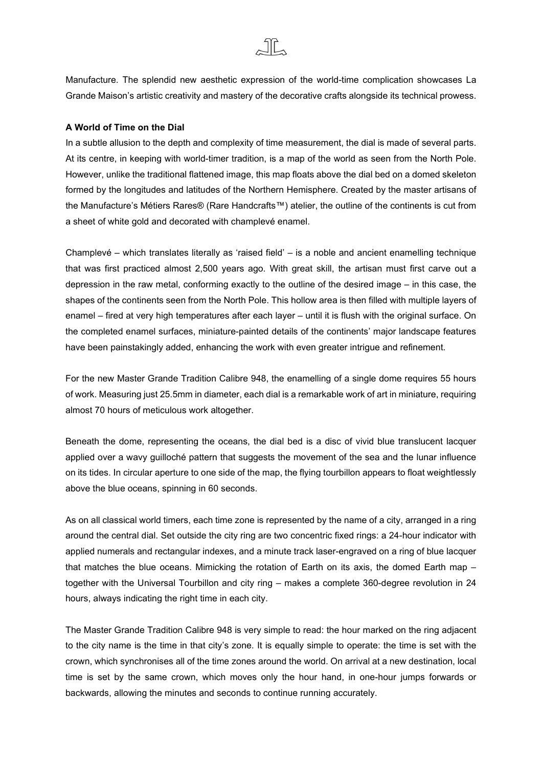Manufacture. The splendid new aesthetic expression of the world-time complication showcases La Grande Maison's artistic creativity and mastery of the decorative crafts alongside its technical prowess.

**A World of Time on the Dial**

In a subtle allusion to the depth and complexity of time measurement, the dial is made of several parts. At its centre, in keeping with world-timer tradition, is a map of the world as seen from the North Pole. However, unlike the traditional flattened image, this map floats above the dial bed on a domed skeleton formed by the longitudes and latitudes of the Northern Hemisphere. Created by the master artisans of the Manufacture's Métiers Rares® (Rare Handcrafts™) atelier, the outline of the continents is cut from a sheet of white gold and decorated with champlevé enamel.

Champlevé – which translates literally as 'raised field' – is a noble and ancient enamelling technique that was first practiced almost 2,500 years ago. With great skill, the artisan must first carve out a depression in the raw metal, conforming exactly to the outline of the desired image – in this case, the shapes of the continents seen from the North Pole. This hollow area is then filled with multiple layers of enamel – fired at very high temperatures after each layer – until it is flush with the original surface. On the completed enamel surfaces, miniature-painted details of the continents' major landscape features have been painstakingly added, enhancing the work with even greater intrigue and refinement.

For the new Master Grande Tradition Calibre 948, the enamelling of a single dome requires 55 hours of work. Measuring just 25.5mm in diameter, each dial is a remarkable work of art in miniature, requiring almost 70 hours of meticulous work altogether.

Beneath the dome, representing the oceans, the dial bed is a disc of vivid blue translucent lacquer applied over a wavy guilloché pattern that suggests the movement of the sea and the lunar influence on its tides. In circular aperture to one side of the map, the flying tourbillon appears to float weightlessly above the blue oceans, spinning in 60 seconds.

As on all classical world timers, each time zone is represented by the name of a city, arranged in a ring around the central dial. Set outside the city ring are two concentric fixed rings: a 24-hour indicator with applied numerals and rectangular indexes, and a minute track laser-engraved on a ring of blue lacquer that matches the blue oceans. Mimicking the rotation of Earth on its axis, the domed Earth map – together with the Universal Tourbillon and city ring – makes a complete 360-degree revolution in 24 hours, always indicating the right time in each city.

The Master Grande Tradition Calibre 948 is very simple to read: the hour marked on the ring adjacent to the city name is the time in that city's zone. It is equally simple to operate: the time is set with the crown, which synchronises all of the time zones around the world. On arrival at a new destination, local time is set by the same crown, which moves only the hour hand, in one-hour jumps forwards or backwards, allowing the minutes and seconds to continue running accurately.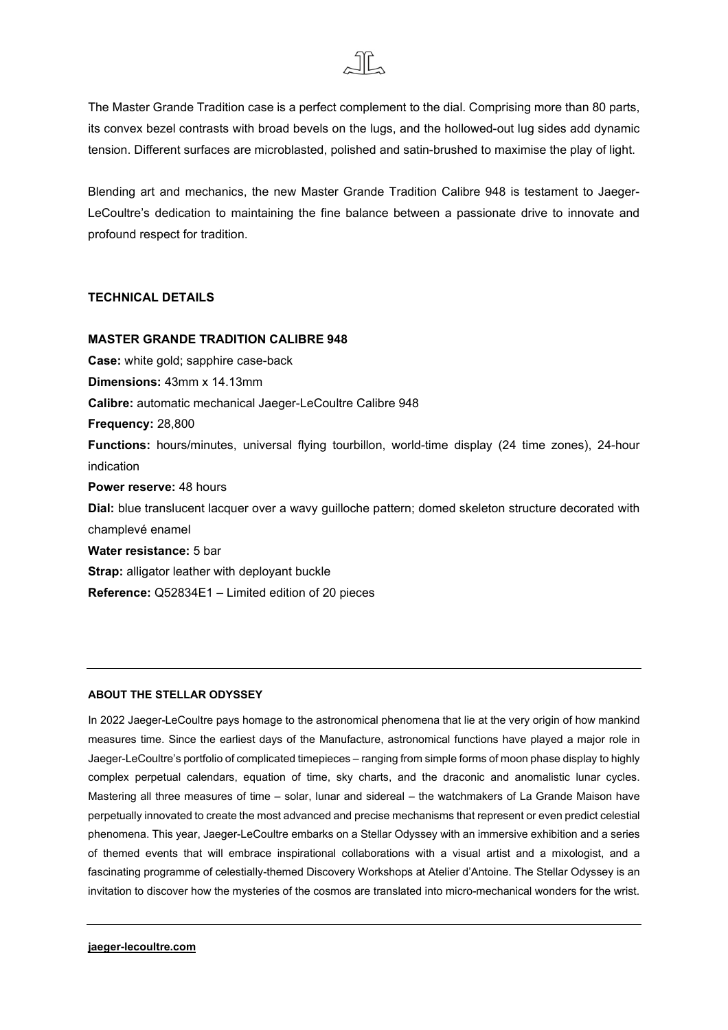The Master Grande Tradition case is a perfect complement to the dial. Comprising more than 80 parts, its convex bezel contrasts with broad bevels on the lugs, and the hollowed-out lug sides add dynamic tension. Different surfaces are microblasted, polished and satin-brushed to maximise the play of light.

Blending art and mechanics, the new Master Grande Tradition Calibre 948 is testament to Jaeger-LeCoultre's dedication to maintaining the fine balance between a passionate drive to innovate and profound respect for tradition.

## TECHNICAL DETAILS

### MASTER GRANDE TRADITION CALIBRE 948

**Case:** white gold; sapphire case-back
**Dimensions:** 43mm x 14.13mm
**Calibre:** automatic mechanical Jaeger-LeCoultre Calibre 948
**Frequency:** 28,800
**Functions:** hours/minutes, universal flying tourbillon, world-time display (24 time zones), 24-hour indication
**Power reserve:** 48 hours
**Dial:** blue translucent lacquer over a wavy guilloche pattern; domed skeleton structure decorated with champlevé enamel
**Water resistance:** 5 bar
**Strap:** alligator leather with deployant buckle
**Reference:** Q52834E1 – Limited edition of 20 pieces

---

#### ABOUT THE STELLAR ODYSSEY

In 2022 Jaeger-LeCoultre pays homage to the astronomical phenomena that lie at the very origin of how mankind measures time. Since the earliest days of the Manufacture, astronomical functions have played a major role in Jaeger-LeCoultre's portfolio of complicated timepieces – ranging from simple forms of moon phase display to highly complex perpetual calendars, equation of time, sky charts, and the draconic and anomalistic lunar cycles. Mastering all three measures of time – solar, lunar and sidereal – the watchmakers of La Grande Maison have perpetually innovated to create the most advanced and precise mechanisms that represent or even predict celestial phenomena. This year, Jaeger-LeCoultre embarks on a Stellar Odyssey with an immersive exhibition and a series of themed events that will embrace inspirational collaborations with a visual artist and a mixologist, and a fascinating programme of celestially-themed Discovery Workshops at Atelier d'Antoine. The Stellar Odyssey is an invitation to discover how the mysteries of the cosmos are translated into micro-mechanical wonders for the wrist.

---

**jaeger-lecoultre.com**